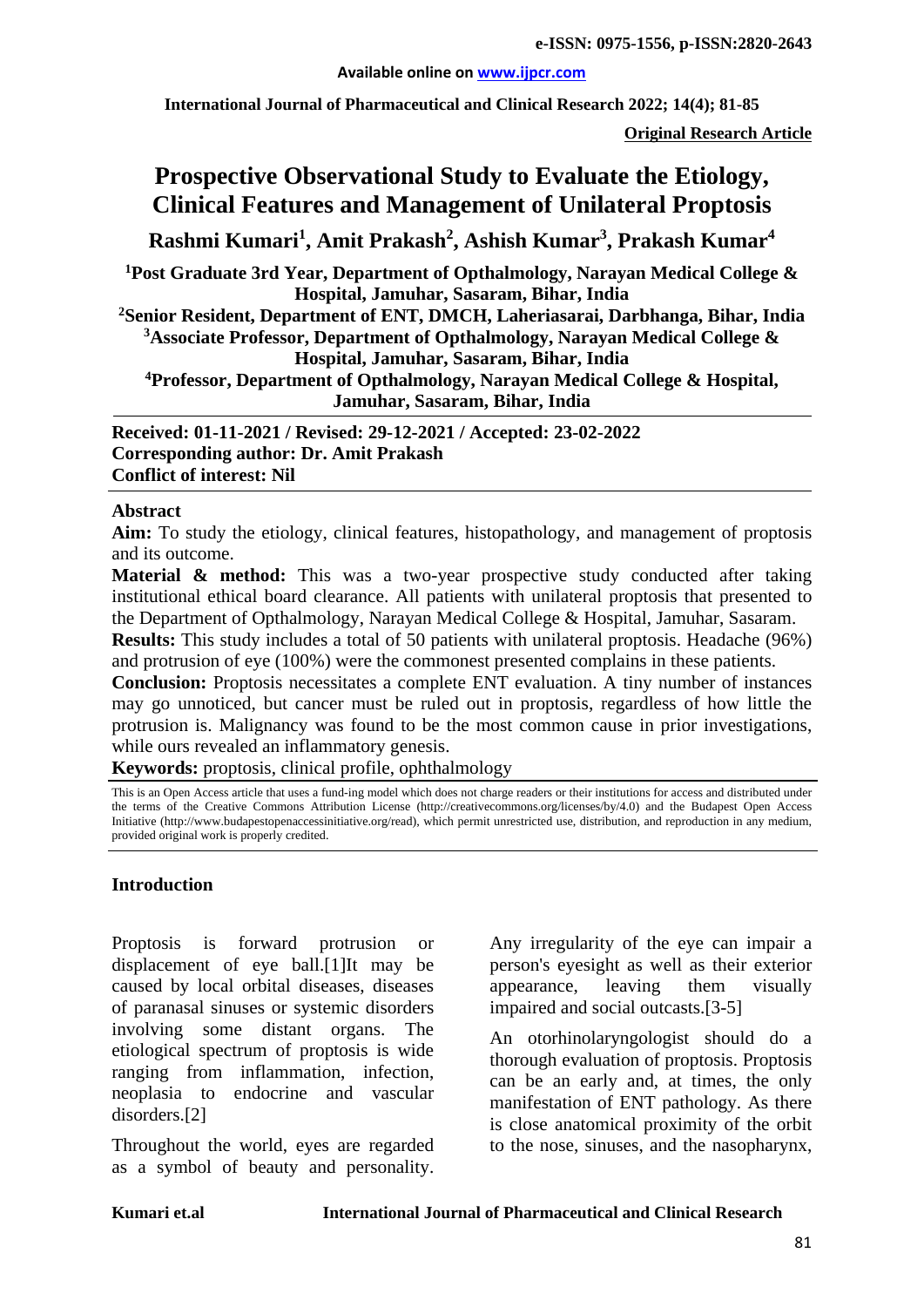**Original Research Article**

# Prospective Observational Study to Evaluate the Etiology, Clinical Features and Management of Unilateral Proptosis

**Rashmi Kumari[1], Amit Prakash[2], Ashish Kumar[3], Prakash Kumar[4]**

**[1]Post Graduate 3rd Year, Department of Opthalmology, Narayan Medical College & Hospital, Jamuhar, Sasaram, Bihar, India**

**[2]Senior Resident, Department of ENT, DMCH, Laheriasarai, Darbhanga, Bihar, India**

**[3]Associate Professor, Department of Opthalmology, Narayan Medical College & Hospital, Jamuhar, Sasaram, Bihar, India**

**[4]Professor, Department of Opthalmology, Narayan Medical College & Hospital, Jamuhar, Sasaram, Bihar, India**

**Received: 01-11-2021 / Revised: 29-12-2021 / Accepted: 23-02-2022**
**Corresponding author: Dr. Amit Prakash**
**Conflict of interest: Nil**

## Abstract

**Aim:** To study the etiology, clinical features, histopathology, and management of proptosis and its outcome.

**Material & method:** This was a two-year prospective study conducted after taking institutional ethical board clearance. All patients with unilateral proptosis that presented to the Department of Opthalmology, Narayan Medical College & Hospital, Jamuhar, Sasaram.

**Results:** This study includes a total of 50 patients with unilateral proptosis. Headache (96%) and protrusion of eye (100%) were the commonest presented complains in these patients.

**Conclusion:** Proptosis necessitates a complete ENT evaluation. A tiny number of instances may go unnoticed, but cancer must be ruled out in proptosis, regardless of how little the protrusion is. Malignancy was found to be the most common cause in prior investigations, while ours revealed an inflammatory genesis.

**Keywords:** proptosis, clinical profile, ophthalmology

This is an Open Access article that uses a fund-ing model which does not charge readers or their institutions for access and distributed under the terms of the Creative Commons Attribution License (http://creativecommons.org/licenses/by/4.0) and the Budapest Open Access Initiative (http://www.budapestopenaccessinitiative.org/read), which permit unrestricted use, distribution, and reproduction in any medium, provided original work is properly credited.

## Introduction

Proptosis is forward protrusion or displacement of eye ball.[1]It may be caused by local orbital diseases, diseases of paranasal sinuses or systemic disorders involving some distant organs. The etiological spectrum of proptosis is wide ranging from inflammation, infection, neoplasia to endocrine and vascular disorders.[2]

Throughout the world, eyes are regarded as a symbol of beauty and personality. Any irregularity of the eye can impair a person's eyesight as well as their exterior appearance, leaving them visually impaired and social outcasts.[3-5]

An otorhinolaryngologist should do a thorough evaluation of proptosis. Proptosis can be an early and, at times, the only manifestation of ENT pathology. As there is close anatomical proximity of the orbit to the nose, sinuses, and the nasopharynx,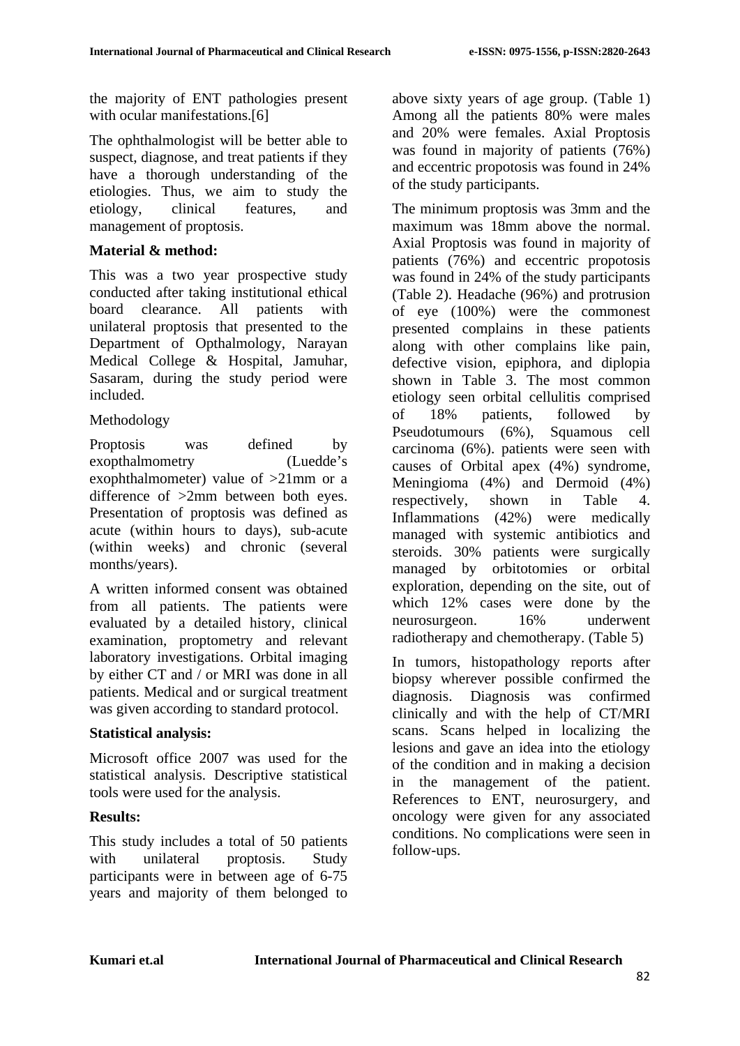the majority of ENT pathologies present with ocular manifestations.[6]

The ophthalmologist will be better able to suspect, diagnose, and treat patients if they have a thorough understanding of the etiologies. Thus, we aim to study the etiology, clinical features, and management of proptosis.

**Material & method:**

This was a two year prospective study conducted after taking institutional ethical board clearance. All patients with unilateral proptosis that presented to the Department of Opthalmology, Narayan Medical College & Hospital, Jamuhar, Sasaram, during the study period were included.

Methodology

Proptosis was defined by exopthalmometry (Luedde's exophthalmometer) value of >21mm or a difference of >2mm between both eyes. Presentation of proptosis was defined as acute (within hours to days), sub-acute (within weeks) and chronic (several months/years).

A written informed consent was obtained from all patients. The patients were evaluated by a detailed history, clinical examination, proptometry and relevant laboratory investigations. Orbital imaging by either CT and / or MRI was done in all patients. Medical and or surgical treatment was given according to standard protocol.

**Statistical analysis:**

Microsoft office 2007 was used for the statistical analysis. Descriptive statistical tools were used for the analysis.

**Results:**

This study includes a total of 50 patients with unilateral proptosis. Study participants were in between age of 6-75 years and majority of them belonged to above sixty years of age group. (Table 1) Among all the patients 80% were males and 20% were females. Axial Proptosis was found in majority of patients (76%) and eccentric propotosis was found in 24% of the study participants.

The minimum proptosis was 3mm and the maximum was 18mm above the normal. Axial Proptosis was found in majority of patients (76%) and eccentric propotosis was found in 24% of the study participants (Table 2). Headache (96%) and protrusion of eye (100%) were the commonest presented complains in these patients along with other complains like pain, defective vision, epiphora, and diplopia shown in Table 3. The most common etiology seen orbital cellulitis comprised of 18% patients, followed by Pseudotumours (6%), Squamous cell carcinoma (6%). patients were seen with causes of Orbital apex (4%) syndrome, Meningioma (4%) and Dermoid (4%) respectively, shown in Table 4. Inflammations (42%) were medically managed with systemic antibiotics and steroids. 30% patients were surgically managed by orbitotomies or orbital exploration, depending on the site, out of which 12% cases were done by the neurosurgeon. 16% underwent radiotherapy and chemotherapy. (Table 5)

In tumors, histopathology reports after biopsy wherever possible confirmed the diagnosis. Diagnosis was confirmed clinically and with the help of CT/MRI scans. Scans helped in localizing the lesions and gave an idea into the etiology of the condition and in making a decision in the management of the patient. References to ENT, neurosurgery, and oncology were given for any associated conditions. No complications were seen in follow-ups.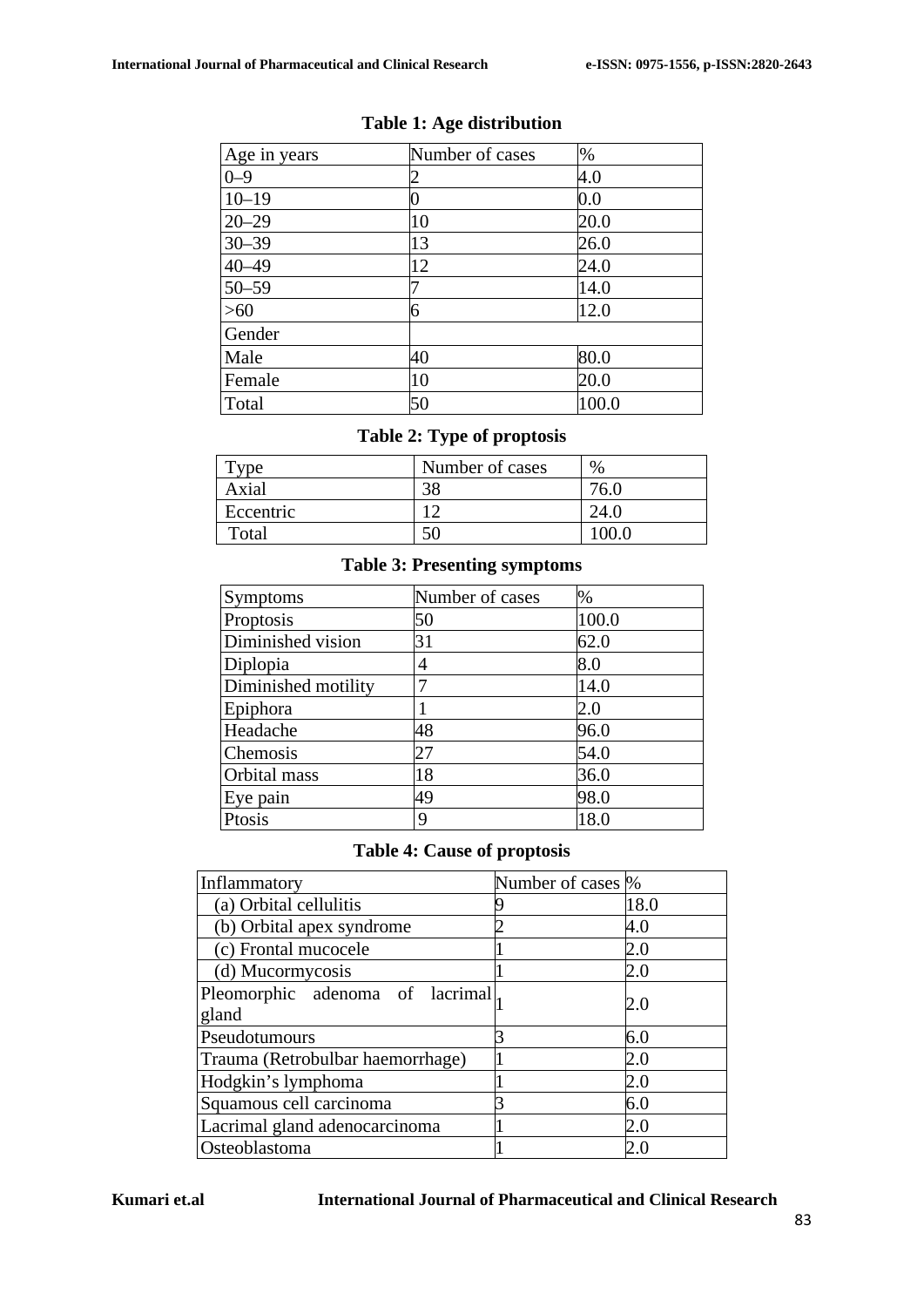**Table 1: Age distribution**

| Age in years | Number of cases | % |
|---|---|---|
| 0–9 | 2 | 4.0 |
| 10–19 | 0 | 0.0 |
| 20–29 | 10 | 20.0 |
| 30–39 | 13 | 26.0 |
| 40–49 | 12 | 24.0 |
| 50–59 | 7 | 14.0 |
| >60 | 6 | 12.0 |
| Gender | | |
| Male | 40 | 80.0 |
| Female | 10 | 20.0 |
| Total | 50 | 100.0 |

**Table 2: Type of proptosis**

| Type | Number of cases | % |
|---|---|---|
| Axial | 38 | 76.0 |
| Eccentric | 12 | 24.0 |
| Total | 50 | 100.0 |

**Table 3: Presenting symptoms**

| Symptoms | Number of cases | % |
|---|---|---|
| Proptosis | 50 | 100.0 |
| Diminished vision | 31 | 62.0 |
| Diplopia | 4 | 8.0 |
| Diminished motility | 7 | 14.0 |
| Epiphora | 1 | 2.0 |
| Headache | 48 | 96.0 |
| Chemosis | 27 | 54.0 |
| Orbital mass | 18 | 36.0 |
| Eye pain | 49 | 98.0 |
| Ptosis | 9 | 18.0 |

**Table 4: Cause of proptosis**

| Inflammatory | Number of cases | % |
|---|---|---|
| (a) Orbital cellulitis | 9 | 18.0 |
| (b) Orbital apex syndrome | 2 | 4.0 |
| (c) Frontal mucocele | 1 | 2.0 |
| (d) Mucormycosis | 1 | 2.0 |
| Pleomorphic adenoma of lacrimal gland | 1 | 2.0 |
| Pseudotumours | 3 | 6.0 |
| Trauma (Retrobulbar haemorrhage) | 1 | 2.0 |
| Hodgkin's lymphoma | 1 | 2.0 |
| Squamous cell carcinoma | 3 | 6.0 |
| Lacrimal gland adenocarcinoma | 1 | 2.0 |
| Osteoblastoma | 1 | 2.0 |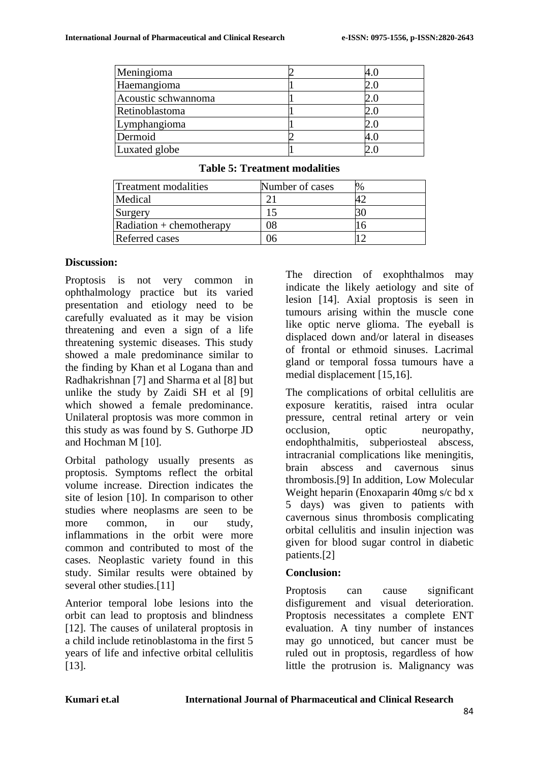| | | |
|---|---|---|
| Meningioma | 2 | 4.0 |
| Haemangioma | 1 | 2.0 |
| Acoustic schwannoma | 1 | 2.0 |
| Retinoblastoma | 1 | 2.0 |
| Lymphangioma | 1 | 2.0 |
| Dermoid | 2 | 4.0 |
| Luxated globe | 1 | 2.0 |

**Table 5: Treatment modalities**

| Treatment modalities | Number of cases | % |
|---|---|---|
| Medical | 21 | 42 |
| Surgery | 15 | 30 |
| Radiation + chemotherapy | 08 | 16 |
| Referred cases | 06 | 12 |

**Discussion:**

Proptosis is not very common in ophthalmology practice but its varied presentation and etiology need to be carefully evaluated as it may be vision threatening and even a sign of a life threatening systemic diseases. This study showed a male predominance similar to the finding by Khan et al Logana than and Radhakrishnan [7] and Sharma et al [8] but unlike the study by Zaidi SH et al [9] which showed a female predominance. Unilateral proptosis was more common in this study as was found by S. Guthorpe JD and Hochman M [10].

Orbital pathology usually presents as proptosis. Symptoms reflect the orbital volume increase. Direction indicates the site of lesion [10]. In comparison to other studies where neoplasms are seen to be more common, in our study, inflammations in the orbit were more common and contributed to most of the cases. Neoplastic variety found in this study. Similar results were obtained by several other studies.[11]

Anterior temporal lobe lesions into the orbit can lead to proptosis and blindness [12]. The causes of unilateral proptosis in a child include retinoblastoma in the first 5 years of life and infective orbital cellulitis [13].

The direction of exophthalmos may indicate the likely aetiology and site of lesion [14]. Axial proptosis is seen in tumours arising within the muscle cone like optic nerve glioma. The eyeball is displaced down and/or lateral in diseases of frontal or ethmoid sinuses. Lacrimal gland or temporal fossa tumours have a medial displacement [15,16].

The complications of orbital cellulitis are exposure keratitis, raised intra ocular pressure, central retinal artery or vein occlusion, optic neuropathy, endophthalmitis, subperiosteal abscess, intracranial complications like meningitis, brain abscess and cavernous sinus thrombosis.[9] In addition, Low Molecular Weight heparin (Enoxaparin 40mg s/c bd x 5 days) was given to patients with cavernous sinus thrombosis complicating orbital cellulitis and insulin injection was given for blood sugar control in diabetic patients.[2]

**Conclusion:**

Proptosis can cause significant disfigurement and visual deterioration. Proptosis necessitates a complete ENT evaluation. A tiny number of instances may go unnoticed, but cancer must be ruled out in proptosis, regardless of how little the protrusion is. Malignancy was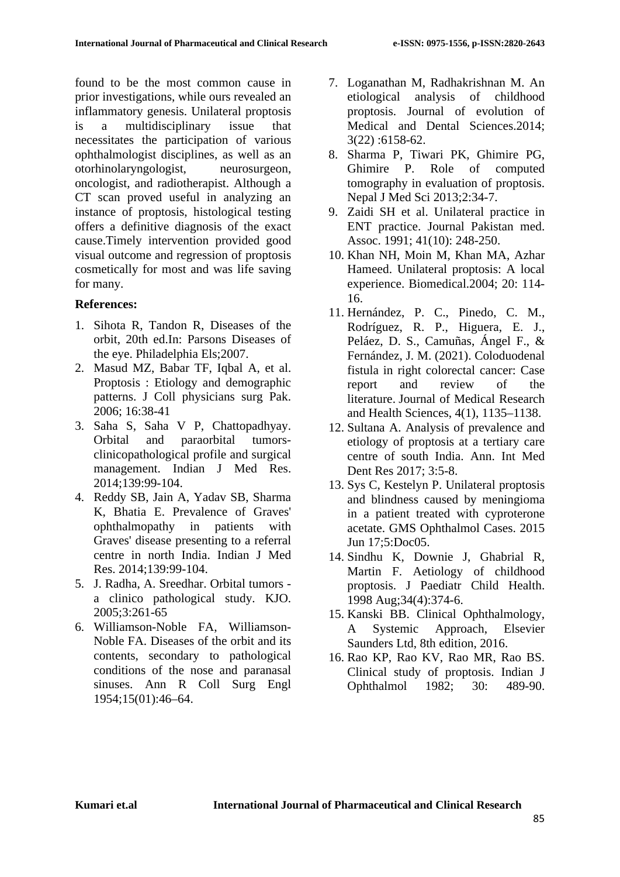found to be the most common cause in prior investigations, while ours revealed an inflammatory genesis. Unilateral proptosis is a multidisciplinary issue that necessitates the participation of various ophthalmologist disciplines, as well as an otorhinolaryngologist, neurosurgeon, oncologist, and radiotherapist. Although a CT scan proved useful in analyzing an instance of proptosis, histological testing offers a definitive diagnosis of the exact cause.Timely intervention provided good visual outcome and regression of proptosis cosmetically for most and was life saving for many.

**References:**

1. Sihota R, Tandon R, Diseases of the orbit, 20th ed.In: Parsons Diseases of the eye. Philadelphia Els;2007.
2. Masud MZ, Babar TF, Iqbal A, et al. Proptosis : Etiology and demographic patterns. J Coll physicians surg Pak. 2006; 16:38-41
3. Saha S, Saha V P, Chattopadhyay. Orbital and paraorbital tumors-clinicopathological profile and surgical management. Indian J Med Res. 2014;139:99-104.
4. Reddy SB, Jain A, Yadav SB, Sharma K, Bhatia E. Prevalence of Graves' ophthalmopathy in patients with Graves' disease presenting to a referral centre in north India. Indian J Med Res. 2014;139:99-104.
5. J. Radha, A. Sreedhar. Orbital tumors - a clinico pathological study. KJO. 2005;3:261-65
6. Williamson-Noble FA, Williamson-Noble FA. Diseases of the orbit and its contents, secondary to pathological conditions of the nose and paranasal sinuses. Ann R Coll Surg Engl 1954;15(01):46–64.
7. Loganathan M, Radhakrishnan M. An etiological analysis of childhood proptosis. Journal of evolution of Medical and Dental Sciences.2014; 3(22) :6158-62.
8. Sharma P, Tiwari PK, Ghimire PG, Ghimire P. Role of computed tomography in evaluation of proptosis. Nepal J Med Sci 2013;2:34-7.
9. Zaidi SH et al. Unilateral practice in ENT practice. Journal Pakistan med. Assoc. 1991; 41(10): 248-250.
10. Khan NH, Moin M, Khan MA, Azhar Hameed. Unilateral proptosis: A local experience. Biomedical.2004; 20: 114-16.
11. Hernández, P. C., Pinedo, C. M., Rodríguez, R. P., Higuera, E. J., Peláez, D. S., Camuñas, Ángel F., & Fernández, J. M. (2021). Coloduodenal fistula in right colorectal cancer: Case report and review of the literature. Journal of Medical Research and Health Sciences, 4(1), 1135–1138.
12. Sultana A. Analysis of prevalence and etiology of proptosis at a tertiary care centre of south India. Ann. Int Med Dent Res 2017; 3:5-8.
13. Sys C, Kestelyn P. Unilateral proptosis and blindness caused by meningioma in a patient treated with cyproterone acetate. GMS Ophthalmol Cases. 2015 Jun 17;5:Doc05.
14. Sindhu K, Downie J, Ghabrial R, Martin F. Aetiology of childhood proptosis. J Paediatr Child Health. 1998 Aug;34(4):374-6.
15. Kanski BB. Clinical Ophthalmology, A Systemic Approach, Elsevier Saunders Ltd, 8th edition, 2016.
16. Rao KP, Rao KV, Rao MR, Rao BS. Clinical study of proptosis. Indian J Ophthalmol 1982; 30: 489-90.